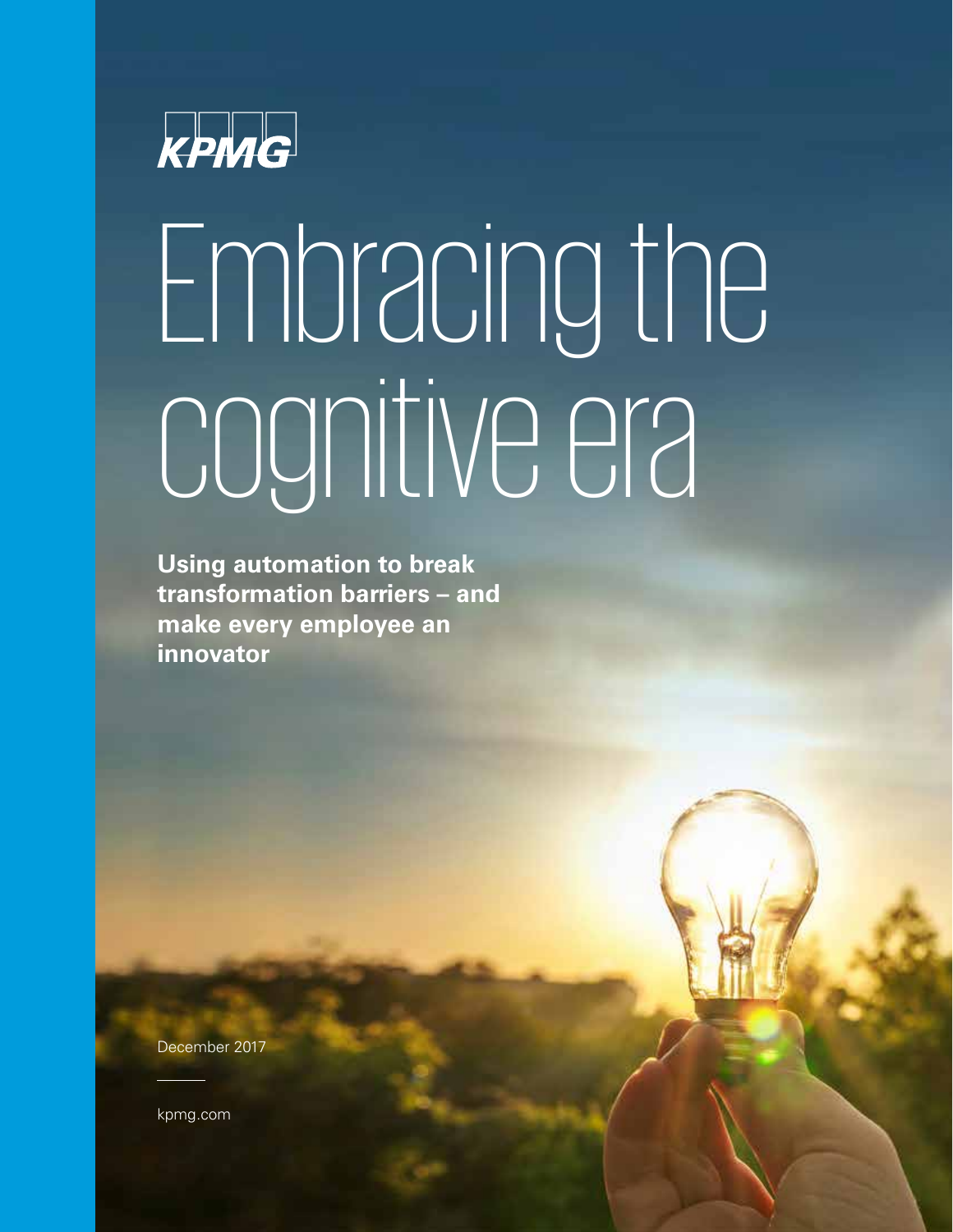KPMG

# Embracing the cognitive era

**Using automation to break transformation barriers – and make every employee an innovator**

December 2017

kpmg.com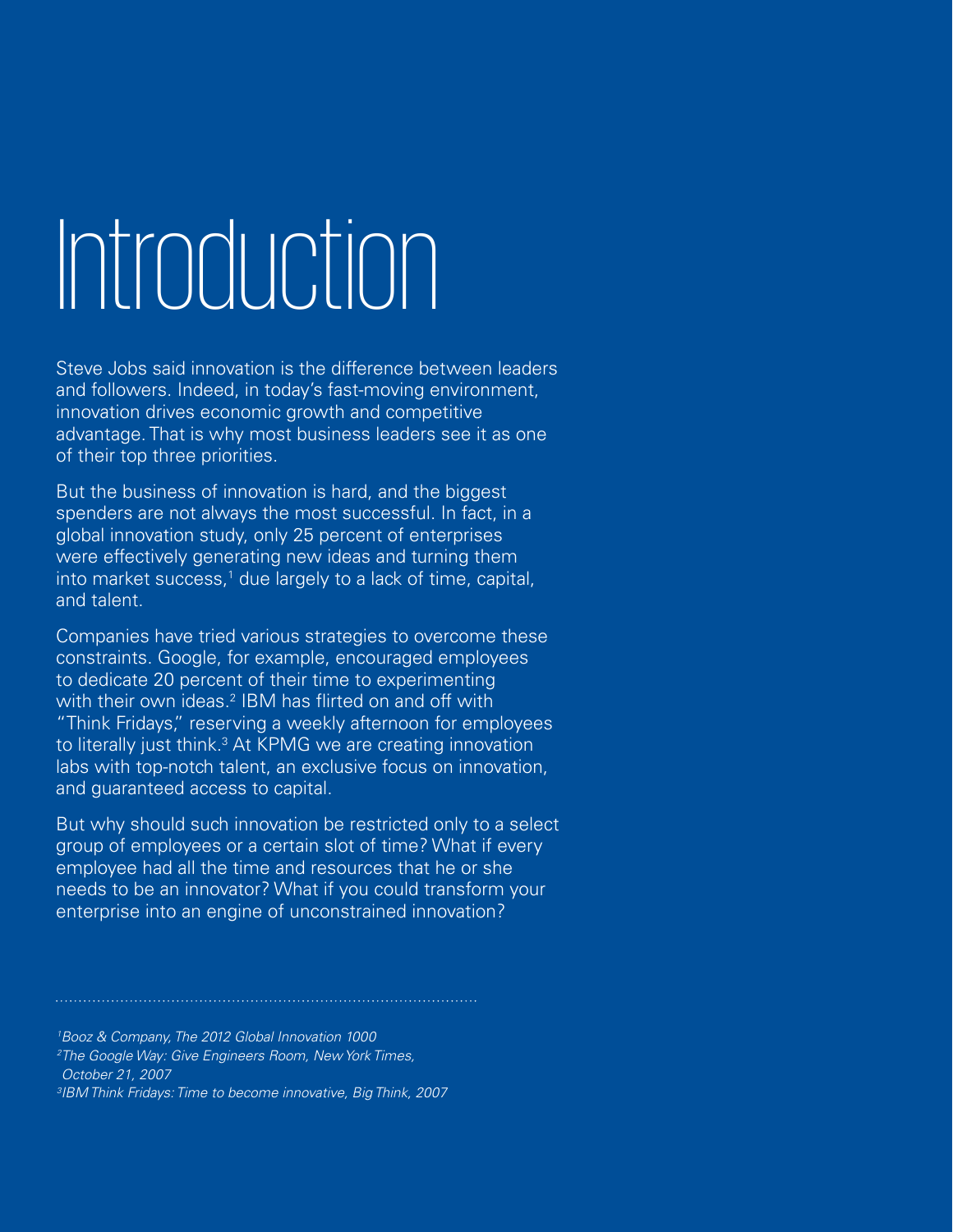# Introduction

Steve Jobs said innovation is the difference between leaders and followers. Indeed, in today's fast-moving environment, innovation drives economic growth and competitive advantage. That is why most business leaders see it as one of their top three priorities.

But the business of innovation is hard, and the biggest spenders are not always the most successful. In fact, in a global innovation study, only 25 percent of enterprises were effectively generating new ideas and turning them into market success,[1] due largely to a lack of time, capital, and talent.

Companies have tried various strategies to overcome these constraints. Google, for example, encouraged employees to dedicate 20 percent of their time to experimenting with their own ideas.[2] IBM has flirted on and off with "Think Fridays," reserving a weekly afternoon for employees to literally just think.[3] At KPMG we are creating innovation labs with top-notch talent, an exclusive focus on innovation, and guaranteed access to capital.

But why should such innovation be restricted only to a select group of employees or a certain slot of time? What if every employee had all the time and resources that he or she needs to be an innovator? What if you could transform your enterprise into an engine of unconstrained innovation?

---

*[1] Booz & Company, The 2012 Global Innovation 1000*
*[2] The Google Way: Give Engineers Room, New York Times, October 21, 2007*
*[3] IBM Think Fridays: Time to become innovative, Big Think, 2007*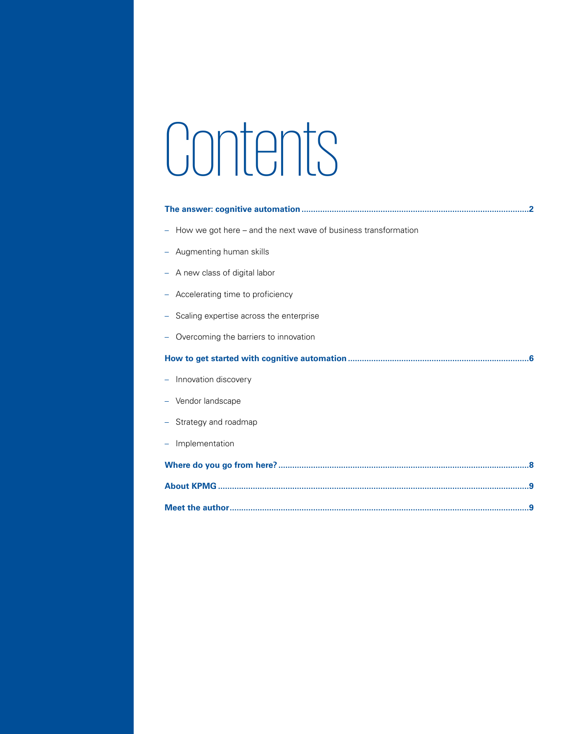# Contents

**The answer: cognitive automation** ........................................ **2**

- How we got here – and the next wave of business transformation
- Augmenting human skills
- A new class of digital labor
- Accelerating time to proficiency
- Scaling expertise across the enterprise
- Overcoming the barriers to innovation

**How to get started with cognitive automation** ........................................ **6**

- Innovation discovery
- Vendor landscape
- Strategy and roadmap
- Implementation

**Where do you go from here?** ........................................ **8**

**About KPMG** ........................................ **9**

**Meet the author** ........................................ **9**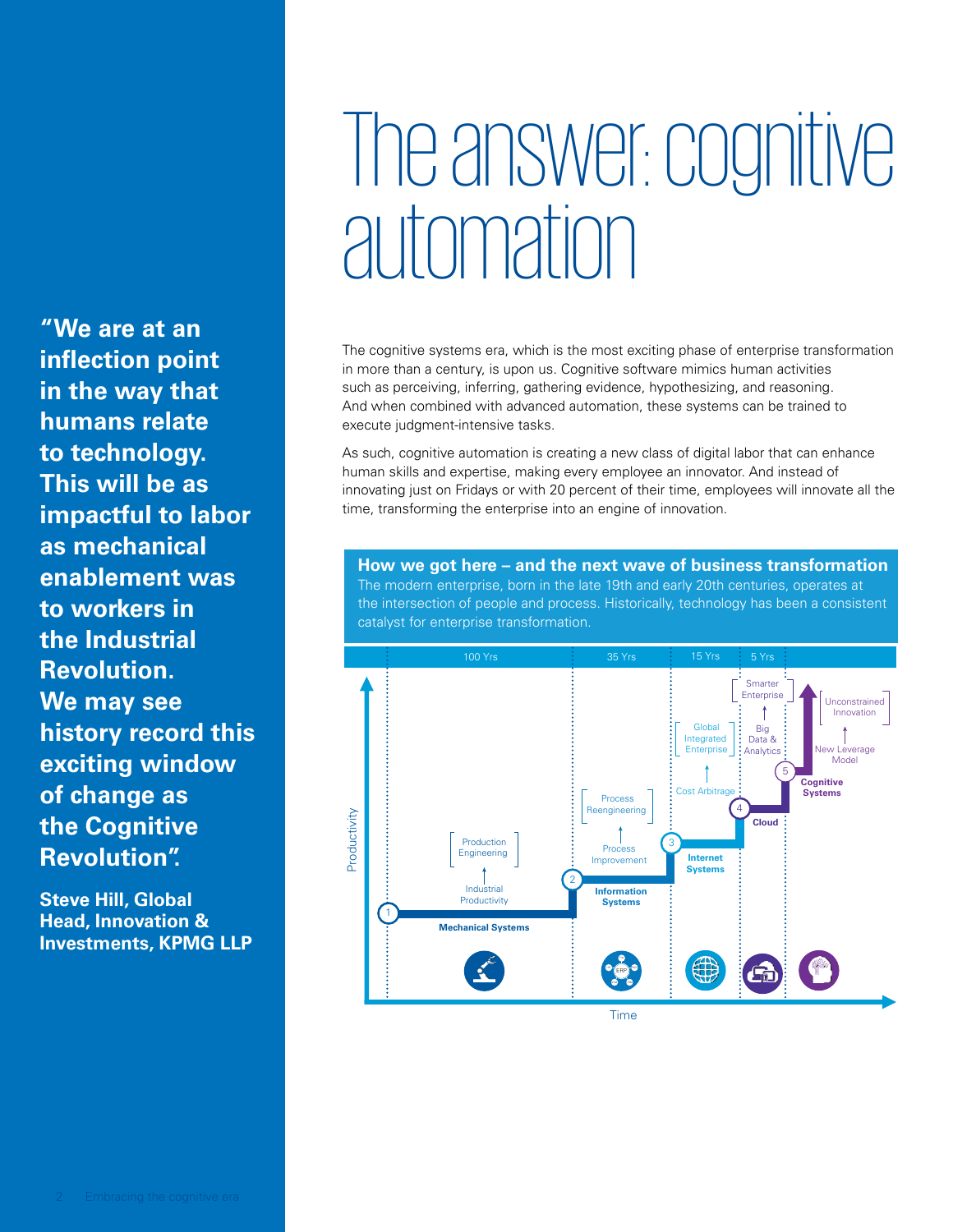> **"We are at an inflection point in the way that humans relate to technology. This will be as impactful to labor as mechanical enablement was to workers in the Industrial Revolution. We may see history record this exciting window of change as the Cognitive Revolution".**
>
> **Steve Hill, Global Head, Innovation & Investments, KPMG LLP**

# The answer: cognitive automation

The cognitive systems era, which is the most exciting phase of enterprise transformation in more than a century, is upon us. Cognitive software mimics human activities such as perceiving, inferring, gathering evidence, hypothesizing, and reasoning. And when combined with advanced automation, these systems can be trained to execute judgment-intensive tasks.

As such, cognitive automation is creating a new class of digital labor that can enhance human skills and expertise, making every employee an innovator. And instead of innovating just on Fridays or with 20 percent of their time, employees will innovate all the time, transforming the enterprise into an engine of innovation.

**How we got here – and the next wave of business transformation**

The modern enterprise, born in the late 19th and early 20th centuries, operates at the intersection of people and process. Historically, technology has been a consistent catalyst for enterprise transformation.

| Stage | Duration | Technology | Progression |
|---|---|---|---|
| 1 | 100 Yrs | Mechanical Systems | Industrial Productivity → Production Engineering |
| 2 | 35 Yrs | Information Systems | Process Improvement → Process Reengineering |
| 3 | 15 Yrs | Internet Systems | Cost Arbitrage → Global Integrated Enterprise |
| 4 | 5 Yrs | Cloud | Big Data & Analytics → Smarter Enterprise |
| 5 | | Cognitive Systems | New Leverage Model → Unconstrained Innovation |

Productivity (vertical axis) / Time (horizontal axis)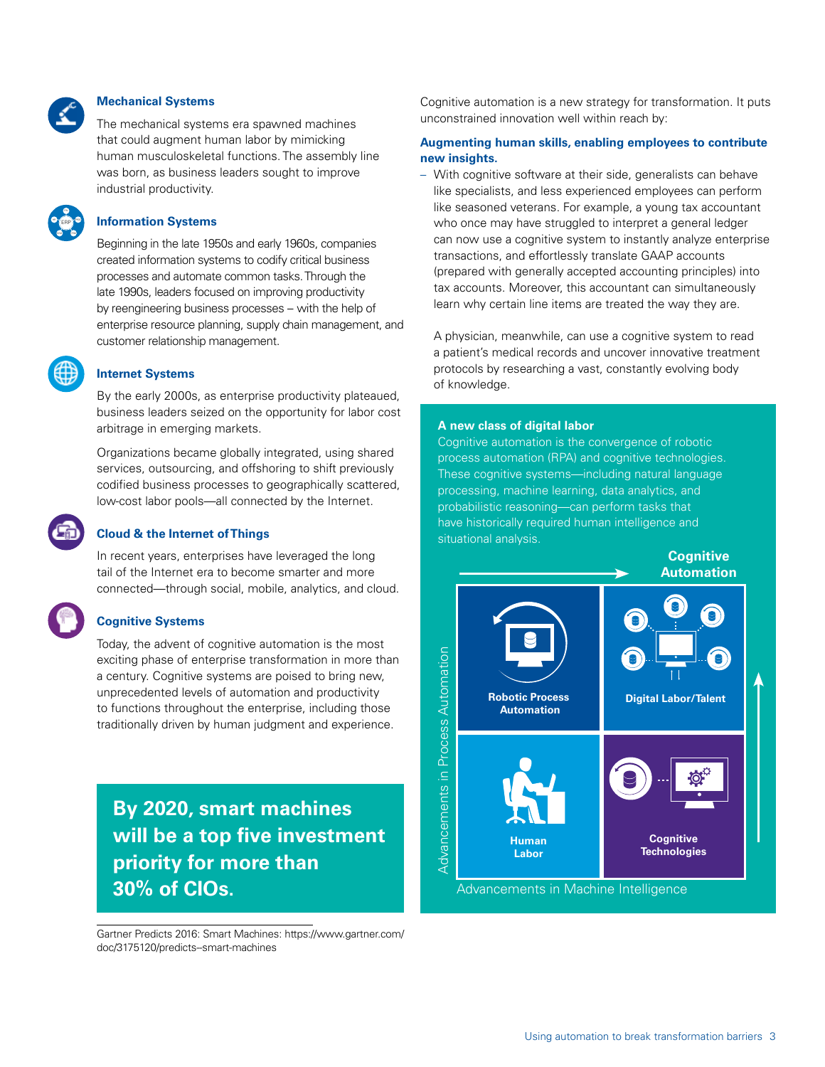### Mechanical Systems

The mechanical systems era spawned machines that could augment human labor by mimicking human musculoskeletal functions. The assembly line was born, as business leaders sought to improve industrial productivity.

### Information Systems

Beginning in the late 1950s and early 1960s, companies created information systems to codify critical business processes and automate common tasks. Through the late 1990s, leaders focused on improving productivity by reengineering business processes – with the help of enterprise resource planning, supply chain management, and customer relationship management.

### Internet Systems

By the early 2000s, as enterprise productivity plateaued, business leaders seized on the opportunity for labor cost arbitrage in emerging markets.

Organizations became globally integrated, using shared services, outsourcing, and offshoring to shift previously codified business processes to geographically scattered, low-cost labor pools—all connected by the Internet.

### Cloud & the Internet of Things

In recent years, enterprises have leveraged the long tail of the Internet era to become smarter and more connected—through social, mobile, analytics, and cloud.

### Cognitive Systems

Today, the advent of cognitive automation is the most exciting phase of enterprise transformation in more than a century. Cognitive systems are poised to bring new, unprecedented levels of automation and productivity to functions throughout the enterprise, including those traditionally driven by human judgment and experience.

**By 2020, smart machines will be a top five investment priority for more than 30% of CIOs.**

Gartner Predicts 2016: Smart Machines: https://www.gartner.com/doc/3175120/predicts–smart-machines

Cognitive automation is a new strategy for transformation. It puts unconstrained innovation well within reach by:

**Augmenting human skills, enabling employees to contribute new insights.**

– With cognitive software at their side, generalists can behave like specialists, and less experienced employees can perform like seasoned veterans. For example, a young tax accountant who once may have struggled to interpret a general ledger can now use a cognitive system to instantly analyze enterprise transactions, and effortlessly translate GAAP accounts (prepared with generally accepted accounting principles) into tax accounts. Moreover, this accountant can simultaneously learn why certain line items are treated the way they are.

A physician, meanwhile, can use a cognitive system to read a patient's medical records and uncover innovative treatment protocols by researching a vast, constantly evolving body of knowledge.

**A new class of digital labor**

Cognitive automation is the convergence of robotic process automation (RPA) and cognitive technologies. These cognitive systems—including natural language processing, machine learning, data analytics, and probabilistic reasoning—can perform tasks that have historically required human intelligence and situational analysis.

Cognitive Automation

| | |
|---|---|
| Robotic Process Automation | Digital Labor/Talent |
| Human Labor | Cognitive Technologies |

Advancements in Process Automation (vertical axis) / Advancements in Machine Intelligence (horizontal axis)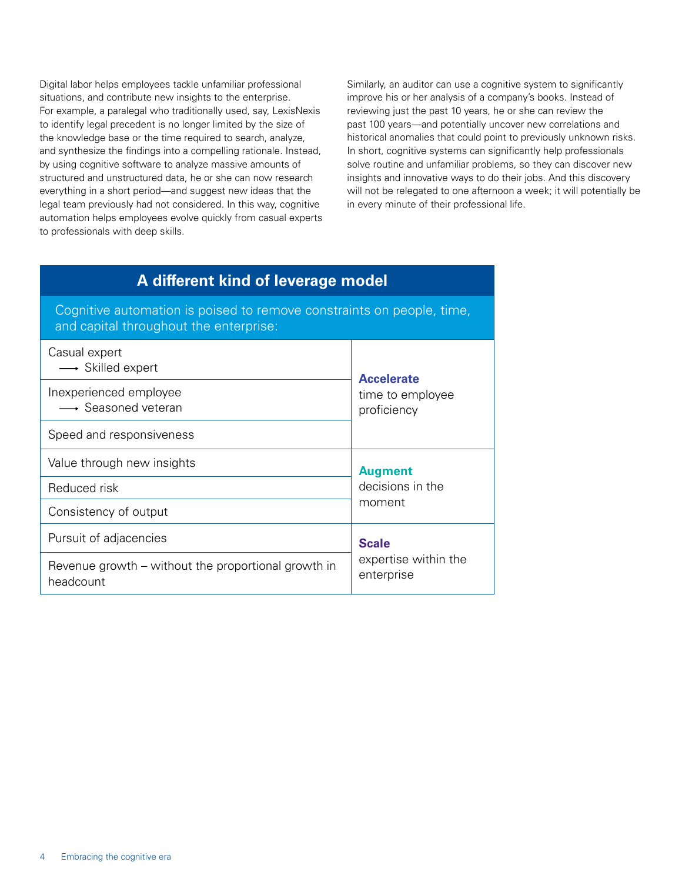Digital labor helps employees tackle unfamiliar professional situations, and contribute new insights to the enterprise. For example, a paralegal who traditionally used, say, LexisNexis to identify legal precedent is no longer limited by the size of the knowledge base or the time required to search, analyze, and synthesize the findings into a compelling rationale. Instead, by using cognitive software to analyze massive amounts of structured and unstructured data, he or she can now research everything in a short period—and suggest new ideas that the legal team previously had not considered. In this way, cognitive automation helps employees evolve quickly from casual experts to professionals with deep skills.

Similarly, an auditor can use a cognitive system to significantly improve his or her analysis of a company's books. Instead of reviewing just the past 10 years, he or she can review the past 100 years—and potentially uncover new correlations and historical anomalies that could point to previously unknown risks. In short, cognitive systems can significantly help professionals solve routine and unfamiliar problems, so they can discover new insights and innovative ways to do their jobs. And this discovery will not be relegated to one afternoon a week; it will potentially be in every minute of their professional life.

## A different kind of leverage model

Cognitive automation is poised to remove constraints on people, time, and capital throughout the enterprise:

| | |
|---|---|
| Casual expert → Skilled expert | **Accelerate** time to employee proficiency |
| Inexperienced employee → Seasoned veteran | |
| Speed and responsiveness | |
| Value through new insights | **Augment** decisions in the moment |
| Reduced risk | |
| Consistency of output | |
| Pursuit of adjacencies | **Scale** expertise within the enterprise |
| Revenue growth – without the proportional growth in headcount | |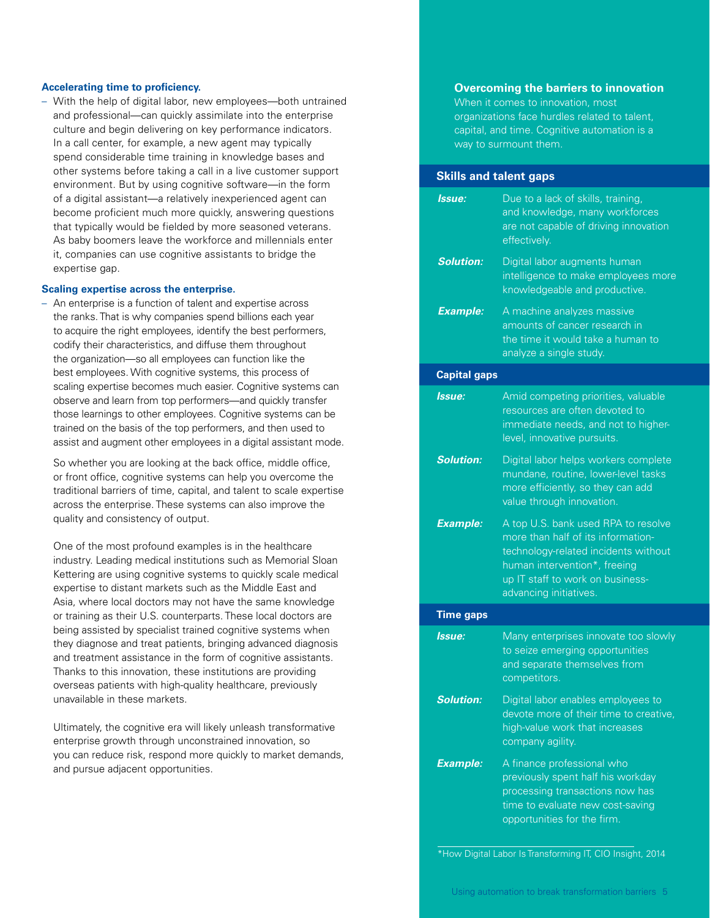**Accelerating time to proficiency.**

- With the help of digital labor, new employees—both untrained and professional—can quickly assimilate into the enterprise culture and begin delivering on key performance indicators. In a call center, for example, a new agent may typically spend considerable time training in knowledge bases and other systems before taking a call in a live customer support environment. But by using cognitive software—in the form of a digital assistant—a relatively inexperienced agent can become proficient much more quickly, answering questions that typically would be fielded by more seasoned veterans. As baby boomers leave the workforce and millennials enter it, companies can use cognitive assistants to bridge the expertise gap.

**Scaling expertise across the enterprise.**

- An enterprise is a function of talent and expertise across the ranks. That is why companies spend billions each year to acquire the right employees, identify the best performers, codify their characteristics, and diffuse them throughout the organization—so all employees can function like the best employees. With cognitive systems, this process of scaling expertise becomes much easier. Cognitive systems can observe and learn from top performers—and quickly transfer those learnings to other employees. Cognitive systems can be trained on the basis of the top performers, and then used to assist and augment other employees in a digital assistant mode.

So whether you are looking at the back office, middle office, or front office, cognitive systems can help you overcome the traditional barriers of time, capital, and talent to scale expertise across the enterprise. These systems can also improve the quality and consistency of output.

One of the most profound examples is in the healthcare industry. Leading medical institutions such as Memorial Sloan Kettering are using cognitive systems to quickly scale medical expertise to distant markets such as the Middle East and Asia, where local doctors may not have the same knowledge or training as their U.S. counterparts. These local doctors are being assisted by specialist trained cognitive systems when they diagnose and treat patients, bringing advanced diagnosis and treatment assistance in the form of cognitive assistants. Thanks to this innovation, these institutions are providing overseas patients with high-quality healthcare, previously unavailable in these markets.

Ultimately, the cognitive era will likely unleash transformative enterprise growth through unconstrained innovation, so you can reduce risk, respond more quickly to market demands, and pursue adjacent opportunities.

## Overcoming the barriers to innovation

When it comes to innovation, most organizations face hurdles related to talent, capital, and time. Cognitive automation is a way to surmount them.

### Skills and talent gaps

| | |
|---|---|
| ***Issue:*** | Due to a lack of skills, training, and knowledge, many workforces are not capable of driving innovation effectively. |
| ***Solution:*** | Digital labor augments human intelligence to make employees more knowledgeable and productive. |
| ***Example:*** | A machine analyzes massive amounts of cancer research in the time it would take a human to analyze a single study. |

### Capital gaps

| | |
|---|---|
| ***Issue:*** | Amid competing priorities, valuable resources are often devoted to immediate needs, and not to higher-level, innovative pursuits. |
| ***Solution:*** | Digital labor helps workers complete mundane, routine, lower-level tasks more efficiently, so they can add value through innovation. |
| ***Example:*** | A top U.S. bank used RPA to resolve more than half of its information-technology-related incidents without human intervention*, freeing up IT staff to work on business-advancing initiatives. |

### Time gaps

| | |
|---|---|
| ***Issue:*** | Many enterprises innovate too slowly to seize emerging opportunities and separate themselves from competitors. |
| ***Solution:*** | Digital labor enables employees to devote more of their time to creative, high-value work that increases company agility. |
| ***Example:*** | A finance professional who previously spent half his workday processing transactions now has time to evaluate new cost-saving opportunities for the firm. |

*How Digital Labor Is Transforming IT, CIO Insight, 2014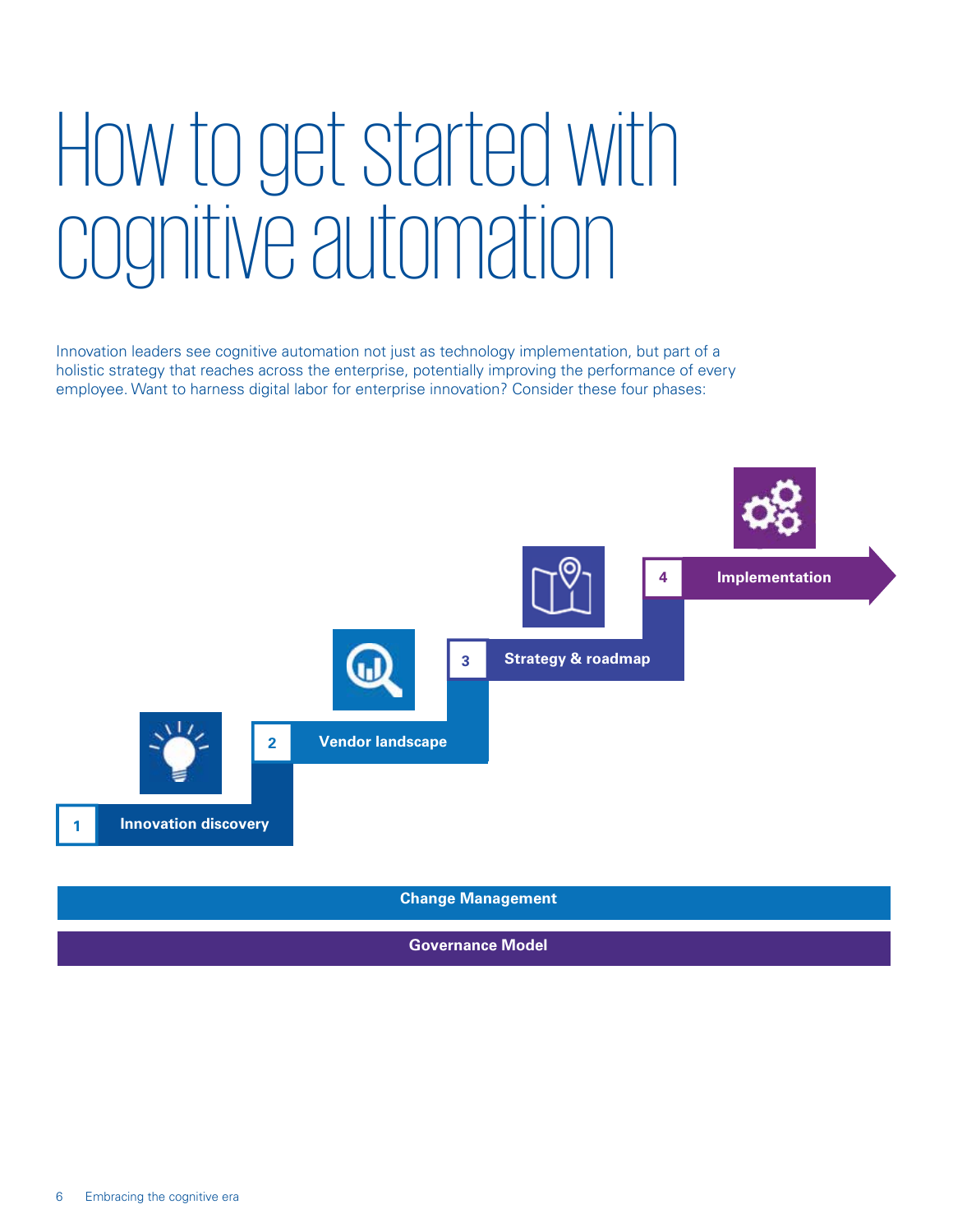# How to get started with cognitive automation

Innovation leaders see cognitive automation not just as technology implementation, but part of a holistic strategy that reaches across the enterprise, potentially improving the performance of every employee. Want to harness digital labor for enterprise innovation? Consider these four phases:

1. **Innovation discovery**
2. **Vendor landscape**
3. **Strategy & roadmap**
4. **Implementation**

**Change Management**

**Governance Model**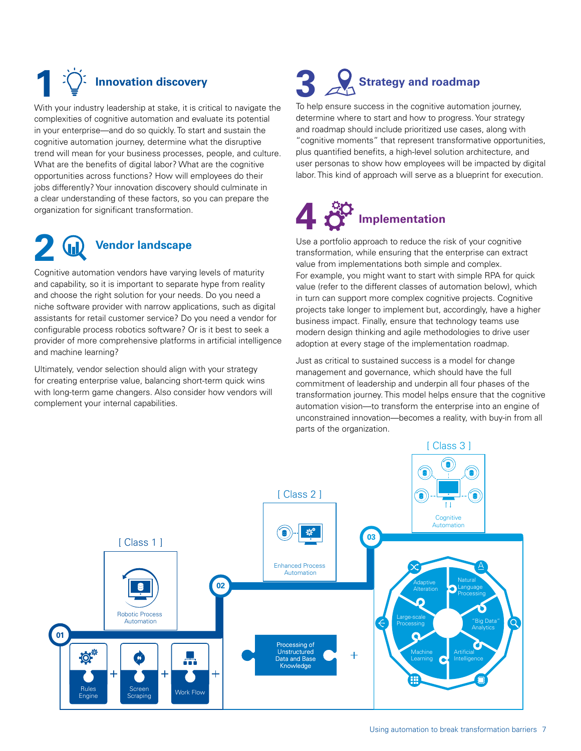## 1 Innovation discovery

With your industry leadership at stake, it is critical to navigate the complexities of cognitive automation and evaluate its potential in your enterprise—and do so quickly. To start and sustain the cognitive automation journey, determine what the disruptive trend will mean for your business processes, people, and culture. What are the benefits of digital labor? What are the cognitive opportunities across functions? How will employees do their jobs differently? Your innovation discovery should culminate in a clear understanding of these factors, so you can prepare the organization for significant transformation.

## 2 Vendor landscape

Cognitive automation vendors have varying levels of maturity and capability, so it is important to separate hype from reality and choose the right solution for your needs. Do you need a niche software provider with narrow applications, such as digital assistants for retail customer service? Do you need a vendor for configurable process robotics software? Or is it best to seek a provider of more comprehensive platforms in artificial intelligence and machine learning?

Ultimately, vendor selection should align with your strategy for creating enterprise value, balancing short-term quick wins with long-term game changers. Also consider how vendors will complement your internal capabilities.

## 3 Strategy and roadmap

To help ensure success in the cognitive automation journey, determine where to start and how to progress. Your strategy and roadmap should include prioritized use cases, along with "cognitive moments" that represent transformative opportunities, plus quantified benefits, a high-level solution architecture, and user personas to show how employees will be impacted by digital labor. This kind of approach will serve as a blueprint for execution.

## 4 Implementation

Use a portfolio approach to reduce the risk of your cognitive transformation, while ensuring that the enterprise can extract value from implementations both simple and complex. For example, you might want to start with simple RPA for quick value (refer to the different classes of automation below), which in turn can support more complex cognitive projects. Cognitive projects take longer to implement but, accordingly, have a higher business impact. Finally, ensure that technology teams use modern design thinking and agile methodologies to drive user adoption at every stage of the implementation roadmap.

Just as critical to sustained success is a model for change management and governance, which should have the full commitment of leadership and underpin all four phases of the transformation journey. This model helps ensure that the cognitive automation vision—to transform the enterprise into an engine of unconstrained innovation—becomes a reality, with buy-in from all parts of the organization.

[ Class 1 ] Robotic Process Automation
01: Rules Engine + Screen Scraping + Work Flow +

[ Class 2 ] Enhanced Process Automation
02: Processing of Unstructured Data and Base Knowledge +

[ Class 3 ] Cognitive Automation
03: Adaptive Alteration, Natural Language Processing, "Big Data" Analytics, Artificial Intelligence, Machine Learning, Large-scale Processing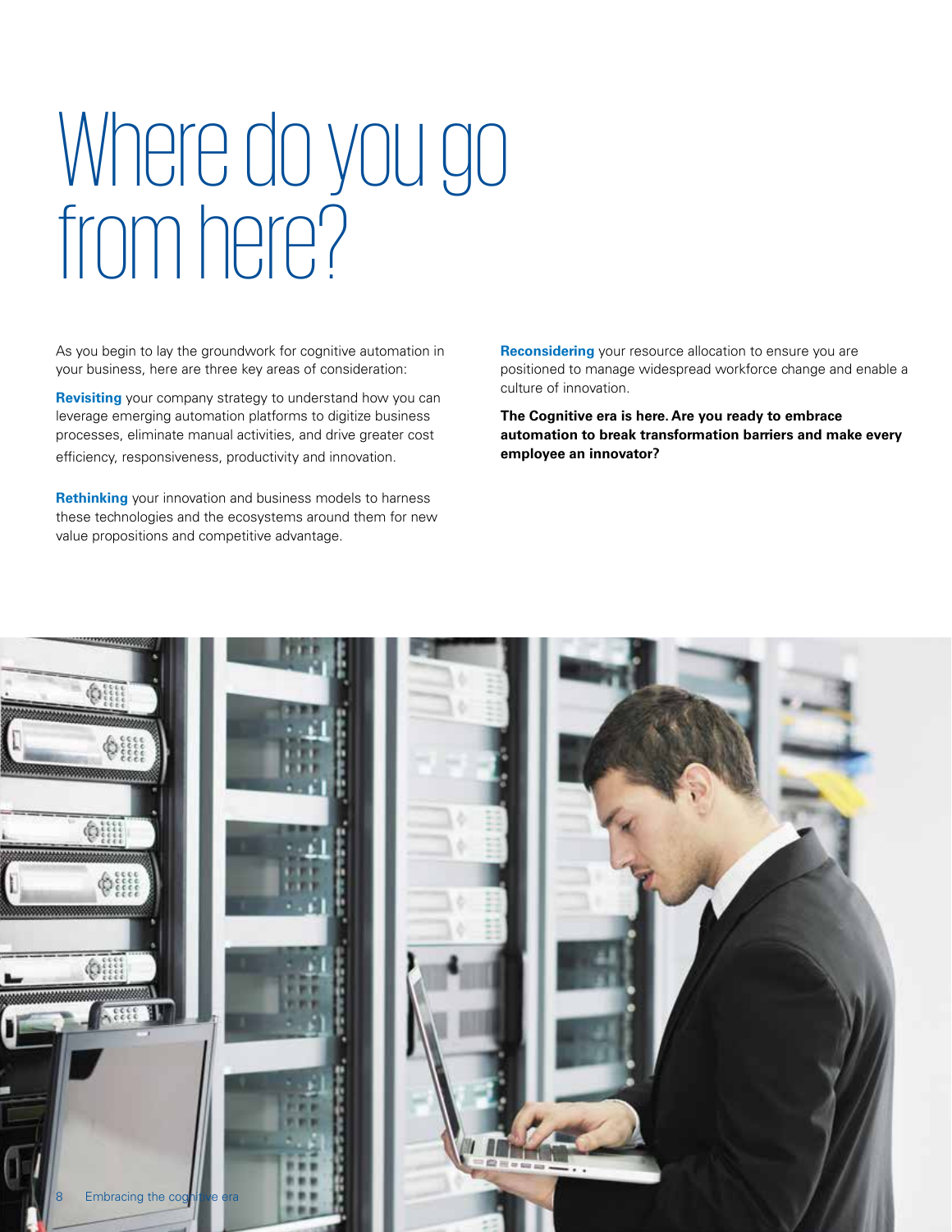# Where do you go from here?

As you begin to lay the groundwork for cognitive automation in your business, here are three key areas of consideration:

**Revisiting** your company strategy to understand how you can leverage emerging automation platforms to digitize business processes, eliminate manual activities, and drive greater cost efficiency, responsiveness, productivity and innovation.

**Rethinking** your innovation and business models to harness these technologies and the ecosystems around them for new value propositions and competitive advantage.

**Reconsidering** your resource allocation to ensure you are positioned to manage widespread workforce change and enable a culture of innovation.

**The Cognitive era is here. Are you ready to embrace automation to break transformation barriers and make every employee an innovator?**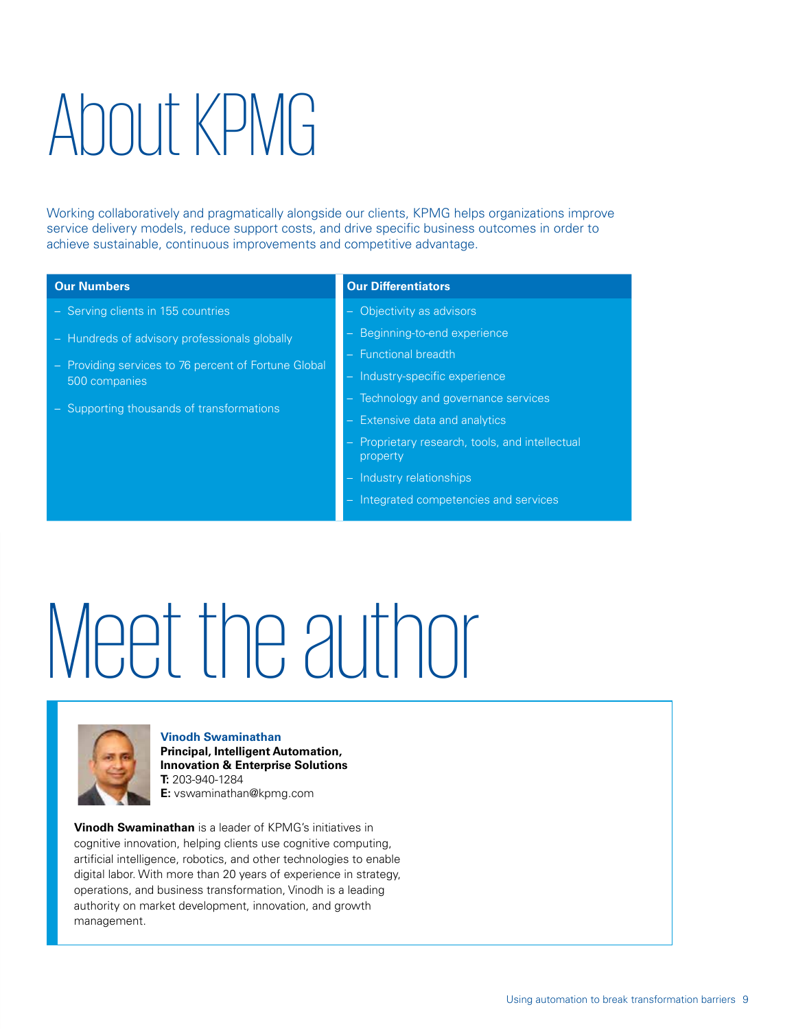# About KPMG

Working collaboratively and pragmatically alongside our clients, KPMG helps organizations improve service delivery models, reduce support costs, and drive specific business outcomes in order to achieve sustainable, continuous improvements and competitive advantage.

**Our Numbers**

- Serving clients in 155 countries
- Hundreds of advisory professionals globally
- Providing services to 76 percent of Fortune Global 500 companies
- Supporting thousands of transformations

**Our Differentiators**

- Objectivity as advisors
- Beginning-to-end experience
- Functional breadth
- Industry-specific experience
- Technology and governance services
- Extensive data and analytics
- Proprietary research, tools, and intellectual property
- Industry relationships
- Integrated competencies and services

# Meet the author

**Vinodh Swaminathan**
**Principal, Intelligent Automation, Innovation & Enterprise Solutions**
**T:** 203-940-1284
**E:** vswaminathan@kpmg.com

**Vinodh Swaminathan** is a leader of KPMG's initiatives in cognitive innovation, helping clients use cognitive computing, artificial intelligence, robotics, and other technologies to enable digital labor. With more than 20 years of experience in strategy, operations, and business transformation, Vinodh is a leading authority on market development, innovation, and growth management.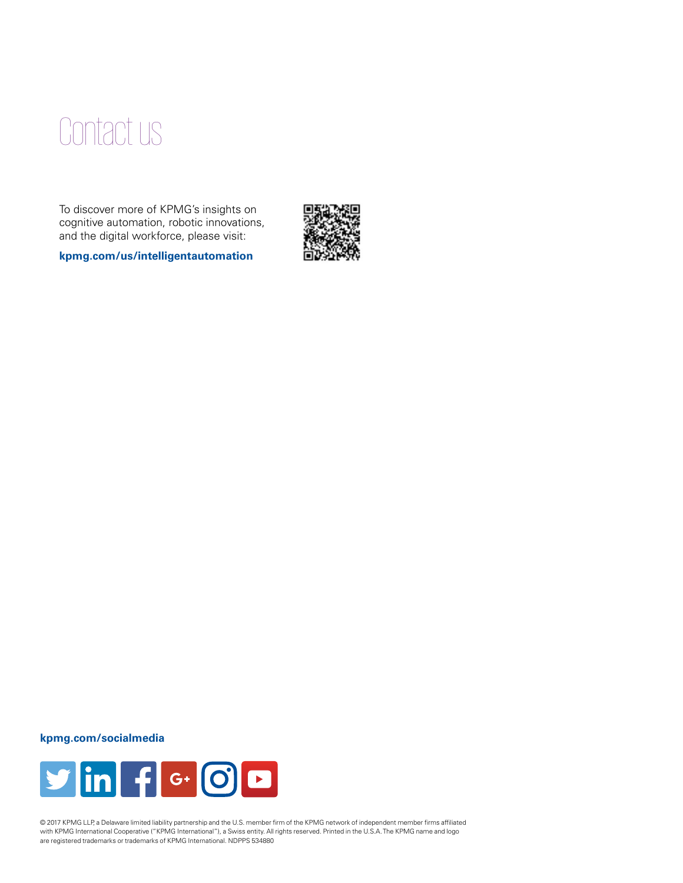# Contact us

To discover more of KPMG's insights on cognitive automation, robotic innovations, and the digital workforce, please visit:

**kpmg.com/us/intelligentautomation**

**kpmg.com/socialmedia**

© 2017 KPMG LLP, a Delaware limited liability partnership and the U.S. member firm of the KPMG network of independent member firms affiliated with KPMG International Cooperative ("KPMG International"), a Swiss entity. All rights reserved. Printed in the U.S.A. The KPMG name and logo are registered trademarks or trademarks of KPMG International. NDPPS 534880